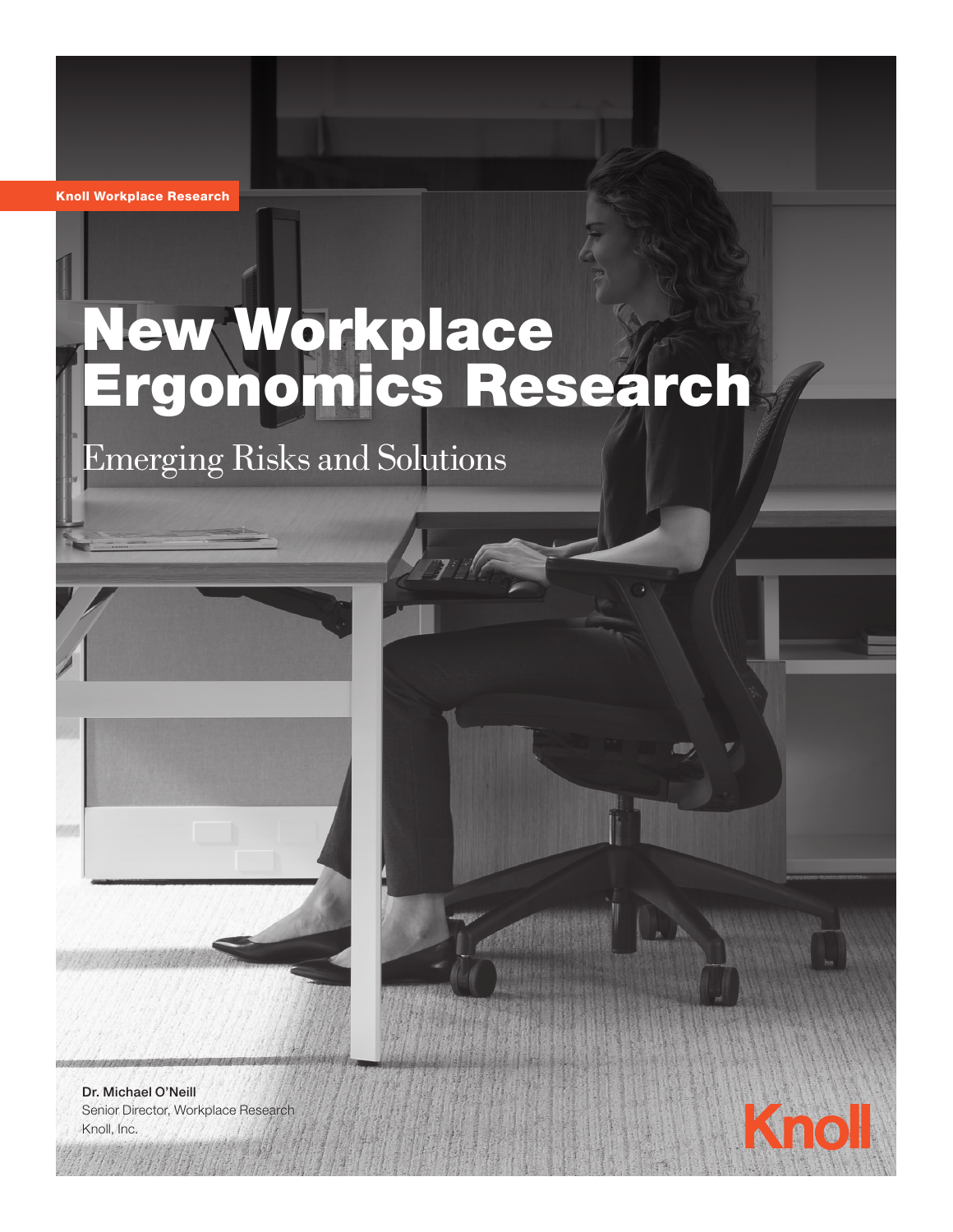Knoll Workplace Research

# New Workplace Ergonomics Research

## Emerging Risks and Solutions

**Dr. Michael O'Neill**
Senior Director, Workplace Research
Knoll, Inc.

Knoll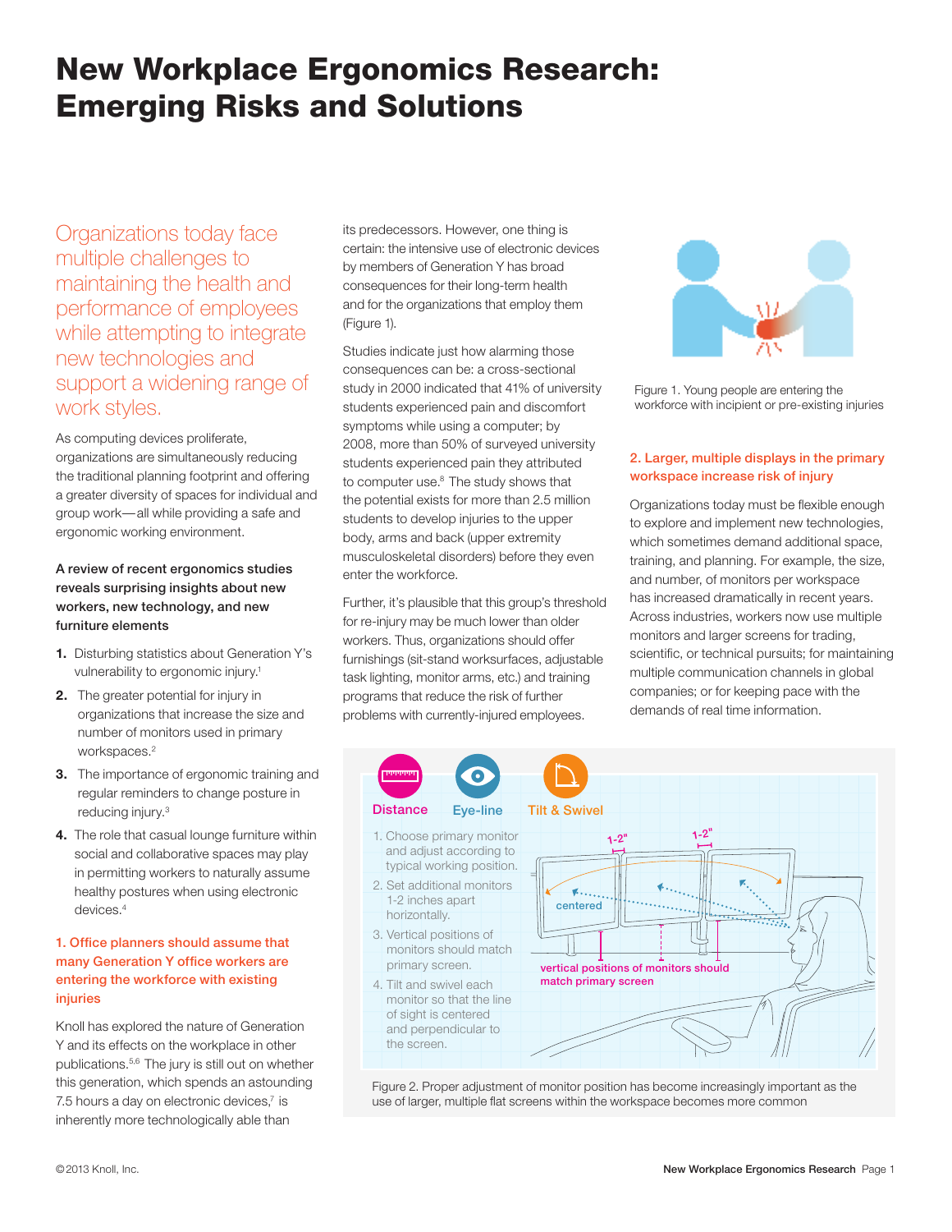# New Workplace Ergonomics Research: Emerging Risks and Solutions

Organizations today face multiple challenges to maintaining the health and performance of employees while attempting to integrate new technologies and support a widening range of work styles.

As computing devices proliferate, organizations are simultaneously reducing the traditional planning footprint and offering a greater diversity of spaces for individual and group work—all while providing a safe and ergonomic working environment.

**A review of recent ergonomics studies reveals surprising insights about new workers, new technology, and new furniture elements**

1. Disturbing statistics about Generation Y's vulnerability to ergonomic injury.[1]
2. The greater potential for injury in organizations that increase the size and number of monitors used in primary workspaces.[2]
3. The importance of ergonomic training and regular reminders to change posture in reducing injury.[3]
4. The role that casual lounge furniture within social and collaborative spaces may play in permitting workers to naturally assume healthy postures when using electronic devices.[4]

### 1. Office planners should assume that many Generation Y office workers are entering the workforce with existing injuries

Knoll has explored the nature of Generation Y and its effects on the workplace in other publications.[5,6] The jury is still out on whether this generation, which spends an astounding 7.5 hours a day on electronic devices,[7] is inherently more technologically able than its predecessors. However, one thing is certain: the intensive use of electronic devices by members of Generation Y has broad consequences for their long-term health and for the organizations that employ them (Figure 1).

Studies indicate just how alarming those consequences can be: a cross-sectional study in 2000 indicated that 41% of university students experienced pain and discomfort symptoms while using a computer; by 2008, more than 50% of surveyed university students experienced pain they attributed to computer use.[8] The study shows that the potential exists for more than 2.5 million students to develop injuries to the upper body, arms and back (upper extremity musculoskeletal disorders) before they even enter the workforce.

Further, it's plausible that this group's threshold for re-injury may be much lower than older workers. Thus, organizations should offer furnishings (sit-stand worksurfaces, adjustable task lighting, monitor arms, etc.) and training programs that reduce the risk of further problems with currently-injured employees.

Figure 1. Young people are entering the workforce with incipient or pre-existing injuries

### 2. Larger, multiple displays in the primary workspace increase risk of injury

Organizations today must be flexible enough to explore and implement new technologies, which sometimes demand additional space, training, and planning. For example, the size, and number, of monitors per workspace has increased dramatically in recent years. Across industries, workers now use multiple monitors and larger screens for trading, scientific, or technical pursuits; for maintaining multiple communication channels in global companies; or for keeping pace with the demands of real time information.

**Distance** | **Eye-line** | **Tilt & Swivel**

1. Choose primary monitor and adjust according to typical working position.
2. Set additional monitors 1-2 inches apart horizontally.
3. Vertical positions of monitors should match primary screen.
4. Tilt and swivel each monitor so that the line of sight is centered and perpendicular to the screen.

1-2" | 1-2" | centered | vertical positions of monitors should match primary screen

Figure 2. Proper adjustment of monitor position has become increasingly important as the use of larger, multiple flat screens within the workspace becomes more common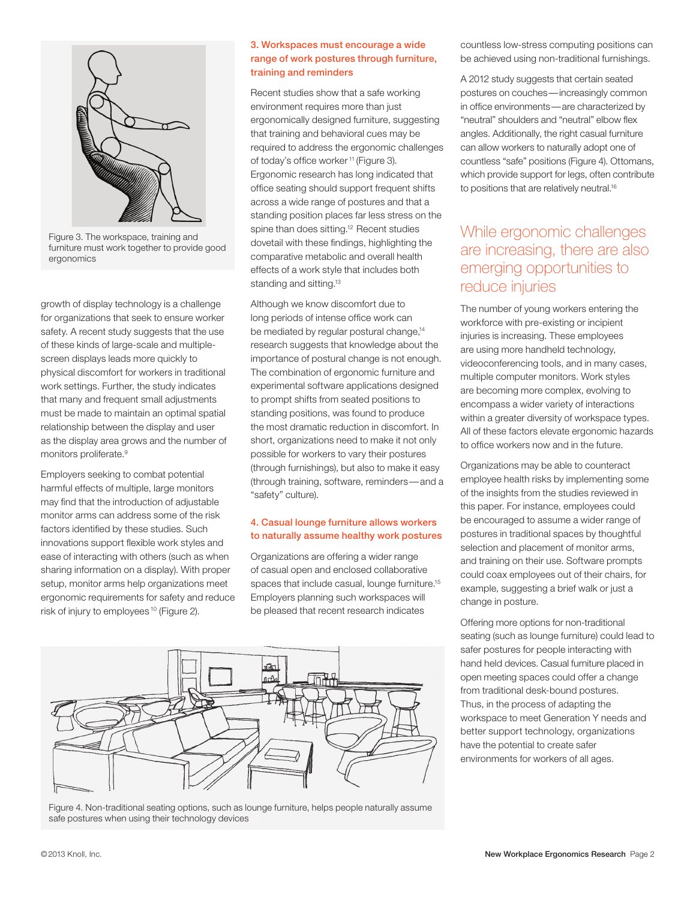Figure 3. The workspace, training and furniture must work together to provide good ergonomics

growth of display technology is a challenge for organizations that seek to ensure worker safety. A recent study suggests that the use of these kinds of large-scale and multiple-screen displays leads more quickly to physical discomfort for workers in traditional work settings. Further, the study indicates that many and frequent small adjustments must be made to maintain an optimal spatial relationship between the display and user as the display area grows and the number of monitors proliferate.[9]

Employers seeking to combat potential harmful effects of multiple, large monitors may find that the introduction of adjustable monitor arms can address some of the risk factors identified by these studies. Such innovations support flexible work styles and ease of interacting with others (such as when sharing information on a display). With proper setup, monitor arms help organizations meet ergonomic requirements for safety and reduce risk of injury to employees[10] (Figure 2).

### 3. Workspaces must encourage a wide range of work postures through furniture, training and reminders

Recent studies show that a safe working environment requires more than just ergonomically designed furniture, suggesting that training and behavioral cues may be required to address the ergonomic challenges of today's office worker[11] (Figure 3). Ergonomic research has long indicated that office seating should support frequent shifts across a wide range of postures and that a standing position places far less stress on the spine than does sitting.[12] Recent studies dovetail with these findings, highlighting the comparative metabolic and overall health effects of a work style that includes both standing and sitting.[13]

Although we know discomfort due to long periods of intense office work can be mediated by regular postural change,[14] research suggests that knowledge about the importance of postural change is not enough. The combination of ergonomic furniture and experimental software applications designed to prompt shifts from seated positions to standing positions, was found to produce the most dramatic reduction in discomfort. In short, organizations need to make it not only possible for workers to vary their postures (through furnishings), but also to make it easy (through training, software, reminders—and a "safety" culture).

### 4. Casual lounge furniture allows workers to naturally assume healthy work postures

Organizations are offering a wider range of casual open and enclosed collaborative spaces that include casual, lounge furniture.[15] Employers planning such workspaces will be pleased that recent research indicates countless low-stress computing positions can be achieved using non-traditional furnishings.

A 2012 study suggests that certain seated postures on couches—increasingly common in office environments—are characterized by "neutral" shoulders and "neutral" elbow flex angles. Additionally, the right casual furniture can allow workers to naturally adopt one of countless "safe" positions (Figure 4). Ottomans, which provide support for legs, often contribute to positions that are relatively neutral.[16]

Figure 4. Non-traditional seating options, such as lounge furniture, helps people naturally assume safe postures when using their technology devices

## While ergonomic challenges are increasing, there are also emerging opportunities to reduce injuries

The number of young workers entering the workforce with pre-existing or incipient injuries is increasing. These employees are using more handheld technology, videoconferencing tools, and in many cases, multiple computer monitors. Work styles are becoming more complex, evolving to encompass a wider variety of interactions within a greater diversity of workspace types. All of these factors elevate ergonomic hazards to office workers now and in the future.

Organizations may be able to counteract employee health risks by implementing some of the insights from the studies reviewed in this paper. For instance, employees could be encouraged to assume a wider range of postures in traditional spaces by thoughtful selection and placement of monitor arms, and training on their use. Software prompts could coax employees out of their chairs, for example, suggesting a brief walk or just a change in posture.

Offering more options for non-traditional seating (such as lounge furniture) could lead to safer postures for people interacting with hand held devices. Casual furniture placed in open meeting spaces could offer a change from traditional desk-bound postures. Thus, in the process of adapting the workspace to meet Generation Y needs and better support technology, organizations have the potential to create safer environments for workers of all ages.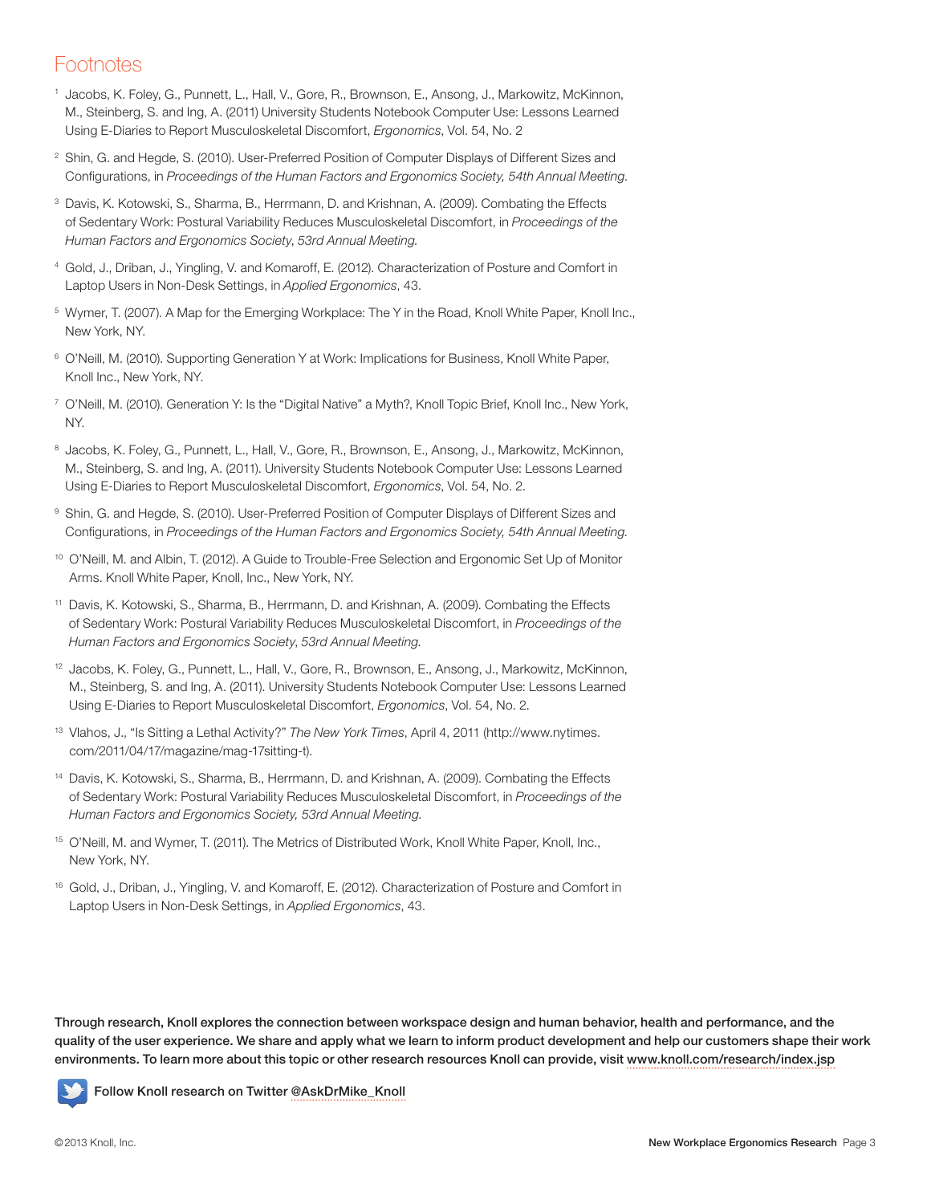## Footnotes

1. Jacobs, K. Foley, G., Punnett, L., Hall, V., Gore, R., Brownson, E., Ansong, J., Markowitz, McKinnon, M., Steinberg, S. and Ing, A. (2011) University Students Notebook Computer Use: Lessons Learned Using E-Diaries to Report Musculoskeletal Discomfort, *Ergonomics*, Vol. 54, No. 2

2. Shin, G. and Hegde, S. (2010). User-Preferred Position of Computer Displays of Different Sizes and Configurations, in *Proceedings of the Human Factors and Ergonomics Society, 54th Annual Meeting.*

3. Davis, K. Kotowski, S., Sharma, B., Herrmann, D. and Krishnan, A. (2009). Combating the Effects of Sedentary Work: Postural Variability Reduces Musculoskeletal Discomfort, in *Proceedings of the Human Factors and Ergonomics Society, 53rd Annual Meeting.*

4. Gold, J., Driban, J., Yingling, V. and Komaroff, E. (2012). Characterization of Posture and Comfort in Laptop Users in Non-Desk Settings, in *Applied Ergonomics*, 43.

5. Wymer, T. (2007). A Map for the Emerging Workplace: The Y in the Road, Knoll White Paper, Knoll Inc., New York, NY.

6. O'Neill, M. (2010). Supporting Generation Y at Work: Implications for Business, Knoll White Paper, Knoll Inc., New York, NY.

7. O'Neill, M. (2010). Generation Y: Is the "Digital Native" a Myth?, Knoll Topic Brief, Knoll Inc., New York, NY.

8. Jacobs, K. Foley, G., Punnett, L., Hall, V., Gore, R., Brownson, E., Ansong, J., Markowitz, McKinnon, M., Steinberg, S. and Ing, A. (2011). University Students Notebook Computer Use: Lessons Learned Using E-Diaries to Report Musculoskeletal Discomfort, *Ergonomics*, Vol. 54, No. 2.

9. Shin, G. and Hegde, S. (2010). User-Preferred Position of Computer Displays of Different Sizes and Configurations, in *Proceedings of the Human Factors and Ergonomics Society, 54th Annual Meeting.*

10. O'Neill, M. and Albin, T. (2012). A Guide to Trouble-Free Selection and Ergonomic Set Up of Monitor Arms. Knoll White Paper, Knoll, Inc., New York, NY.

11. Davis, K. Kotowski, S., Sharma, B., Herrmann, D. and Krishnan, A. (2009). Combating the Effects of Sedentary Work: Postural Variability Reduces Musculoskeletal Discomfort, in *Proceedings of the Human Factors and Ergonomics Society, 53rd Annual Meeting.*

12. Jacobs, K. Foley, G., Punnett, L., Hall, V., Gore, R., Brownson, E., Ansong, J., Markowitz, McKinnon, M., Steinberg, S. and Ing, A. (2011). University Students Notebook Computer Use: Lessons Learned Using E-Diaries to Report Musculoskeletal Discomfort, *Ergonomics*, Vol. 54, No. 2.

13. Vlahos, J., "Is Sitting a Lethal Activity?" *The New York Times*, April 4, 2011 (http://www.nytimes.com/2011/04/17/magazine/mag-17sitting-t).

14. Davis, K. Kotowski, S., Sharma, B., Herrmann, D. and Krishnan, A. (2009). Combating the Effects of Sedentary Work: Postural Variability Reduces Musculoskeletal Discomfort, in *Proceedings of the Human Factors and Ergonomics Society, 53rd Annual Meeting.*

15. O'Neill, M. and Wymer, T. (2011). The Metrics of Distributed Work, Knoll White Paper, Knoll, Inc., New York, NY.

16. Gold, J., Driban, J., Yingling, V. and Komaroff, E. (2012). Characterization of Posture and Comfort in Laptop Users in Non-Desk Settings, in *Applied Ergonomics*, 43.

**Through research, Knoll explores the connection between workspace design and human behavior, health and performance, and the quality of the user experience. We share and apply what we learn to inform product development and help our customers shape their work environments. To learn more about this topic or other research resources Knoll can provide, visit www.knoll.com/research/index.jsp**

**Follow Knoll research on Twitter @AskDrMike_Knoll**

©2013 Knoll, Inc.